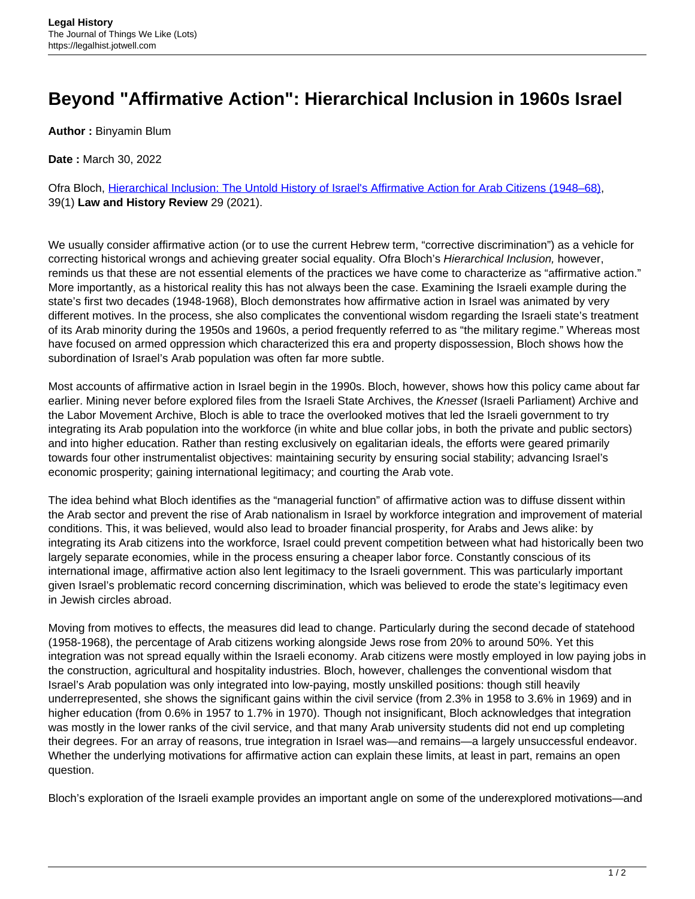# Beyond "Affirmative Action": Hierarchical Inclusion in 1960s Israel

**Author :** Binyamin Blum

**Date :** March 30, 2022

Ofra Bloch, [Hierarchical Inclusion: The Untold History of Israel's Affirmative Action for Arab Citizens (1948–68)](), 39(1) **Law and History Review** 29 (2021).

We usually consider affirmative action (or to use the current Hebrew term, "corrective discrimination") as a vehicle for correcting historical wrongs and achieving greater social equality. Ofra Bloch's *Hierarchical Inclusion,* however, reminds us that these are not essential elements of the practices we have come to characterize as "affirmative action." More importantly, as a historical reality this has not always been the case. Examining the Israeli example during the state's first two decades (1948-1968), Bloch demonstrates how affirmative action in Israel was animated by very different motives. In the process, she also complicates the conventional wisdom regarding the Israeli state's treatment of its Arab minority during the 1950s and 1960s, a period frequently referred to as "the military regime." Whereas most have focused on armed oppression which characterized this era and property dispossession, Bloch shows how the subordination of Israel's Arab population was often far more subtle.

Most accounts of affirmative action in Israel begin in the 1990s. Bloch, however, shows how this policy came about far earlier. Mining never before explored files from the Israeli State Archives, the *Knesset* (Israeli Parliament) Archive and the Labor Movement Archive, Bloch is able to trace the overlooked motives that led the Israeli government to try integrating its Arab population into the workforce (in white and blue collar jobs, in both the private and public sectors) and into higher education. Rather than resting exclusively on egalitarian ideals, the efforts were geared primarily towards four other instrumentalist objectives: maintaining security by ensuring social stability; advancing Israel's economic prosperity; gaining international legitimacy; and courting the Arab vote.

The idea behind what Bloch identifies as the "managerial function" of affirmative action was to diffuse dissent within the Arab sector and prevent the rise of Arab nationalism in Israel by workforce integration and improvement of material conditions. This, it was believed, would also lead to broader financial prosperity, for Arabs and Jews alike: by integrating its Arab citizens into the workforce, Israel could prevent competition between what had historically been two largely separate economies, while in the process ensuring a cheaper labor force. Constantly conscious of its international image, affirmative action also lent legitimacy to the Israeli government. This was particularly important given Israel's problematic record concerning discrimination, which was believed to erode the state's legitimacy even in Jewish circles abroad.

Moving from motives to effects, the measures did lead to change. Particularly during the second decade of statehood (1958-1968), the percentage of Arab citizens working alongside Jews rose from 20% to around 50%. Yet this integration was not spread equally within the Israeli economy. Arab citizens were mostly employed in low paying jobs in the construction, agricultural and hospitality industries. Bloch, however, challenges the conventional wisdom that Israel's Arab population was only integrated into low-paying, mostly unskilled positions: though still heavily underrepresented, she shows the significant gains within the civil service (from 2.3% in 1958 to 3.6% in 1969) and in higher education (from 0.6% in 1957 to 1.7% in 1970). Though not insignificant, Bloch acknowledges that integration was mostly in the lower ranks of the civil service, and that many Arab university students did not end up completing their degrees. For an array of reasons, true integration in Israel was—and remains—a largely unsuccessful endeavor. Whether the underlying motivations for affirmative action can explain these limits, at least in part, remains an open question.

Bloch's exploration of the Israeli example provides an important angle on some of the underexplored motivations—and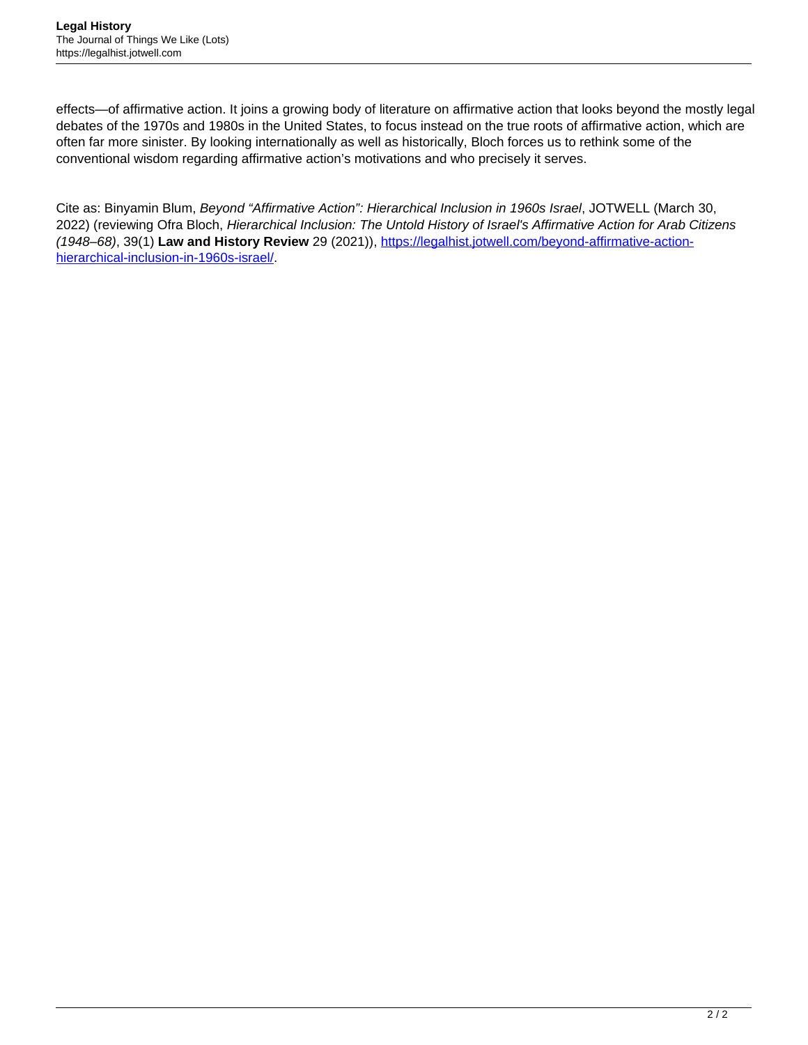effects—of affirmative action. It joins a growing body of literature on affirmative action that looks beyond the mostly legal debates of the 1970s and 1980s in the United States, to focus instead on the true roots of affirmative action, which are often far more sinister. By looking internationally as well as historically, Bloch forces us to rethink some of the conventional wisdom regarding affirmative action's motivations and who precisely it serves.

Cite as: Binyamin Blum, *Beyond "Affirmative Action": Hierarchical Inclusion in 1960s Israel*, JOTWELL (March 30, 2022) (reviewing Ofra Bloch, *Hierarchical Inclusion: The Untold History of Israel's Affirmative Action for Arab Citizens (1948–68)*, 39(1) **Law and History Review** 29 (2021)), [https://legalhist.jotwell.com/beyond-affirmative-action-hierarchical-inclusion-in-1960s-israel/](https://legalhist.jotwell.com/beyond-affirmative-action-hierarchical-inclusion-in-1960s-israel/).